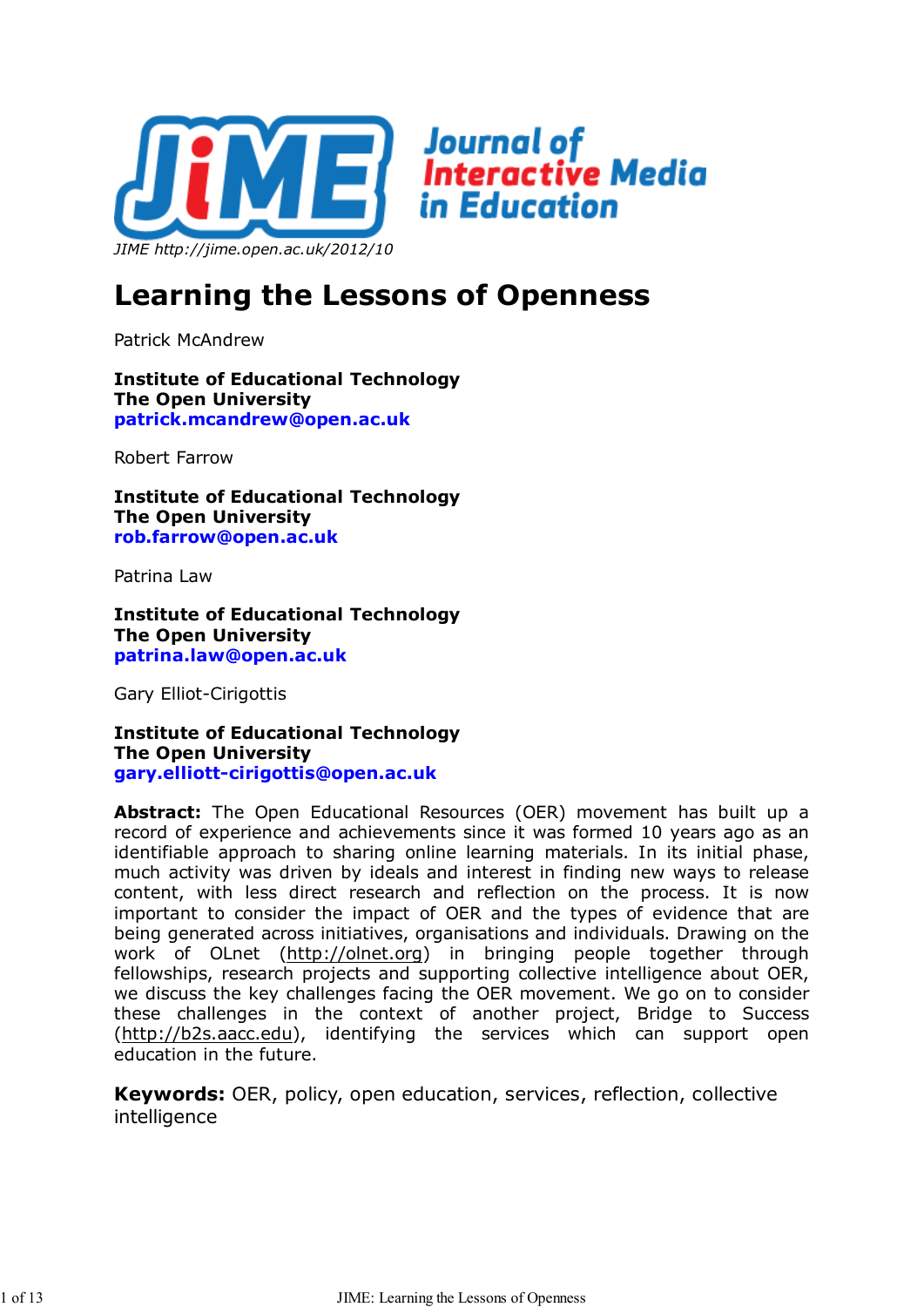JIME http://jime.open.ac.uk/2012/10

# Learning the Lessons of Openness

Patrick McAndrew

**Institute of Educational Technology**
**The Open University**
**patrick.mcandrew@open.ac.uk**

Robert Farrow

**Institute of Educational Technology**
**The Open University**
**rob.farrow@open.ac.uk**

Patrina Law

**Institute of Educational Technology**
**The Open University**
**patrina.law@open.ac.uk**

Gary Elliot-Cirigottis

**Institute of Educational Technology**
**The Open University**
**gary.elliott-cirigottis@open.ac.uk**

**Abstract:** The Open Educational Resources (OER) movement has built up a record of experience and achievements since it was formed 10 years ago as an identifiable approach to sharing online learning materials. In its initial phase, much activity was driven by ideals and interest in finding new ways to release content, with less direct research and reflection on the process. It is now important to consider the impact of OER and the types of evidence that are being generated across initiatives, organisations and individuals. Drawing on the work of OLnet (http://olnet.org) in bringing people together through fellowships, research projects and supporting collective intelligence about OER, we discuss the key challenges facing the OER movement. We go on to consider these challenges in the context of another project, Bridge to Success (http://b2s.aacc.edu), identifying the services which can support open education in the future.

**Keywords:** OER, policy, open education, services, reflection, collective intelligence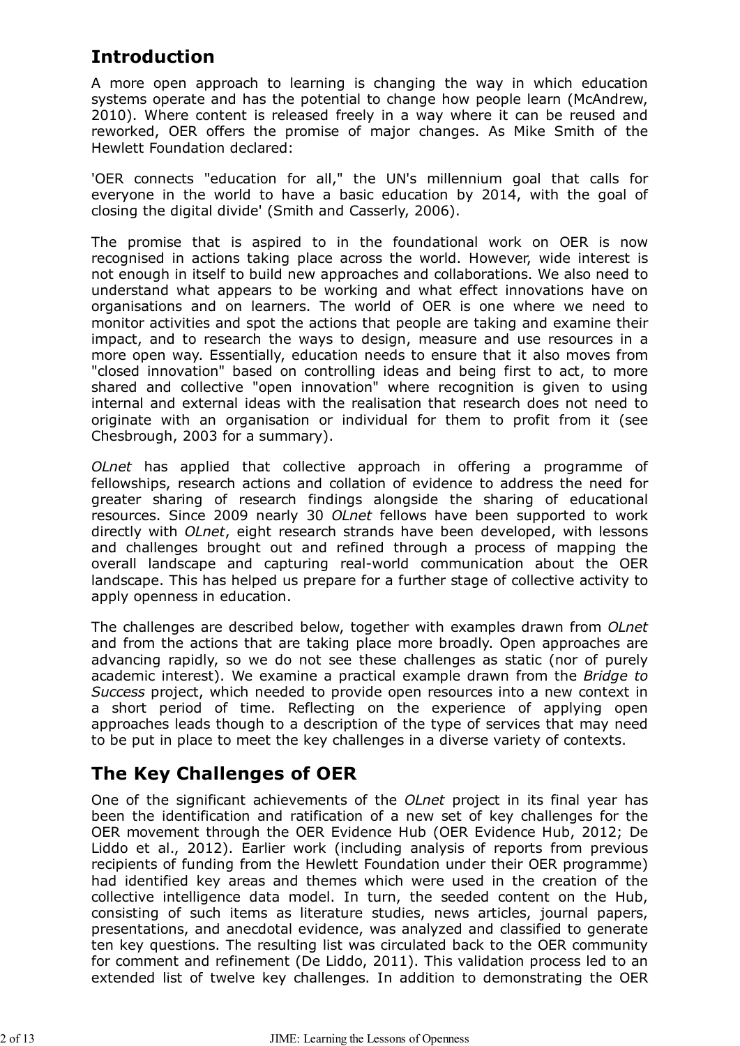## Introduction

A more open approach to learning is changing the way in which education systems operate and has the potential to change how people learn (McAndrew, 2010). Where content is released freely in a way where it can be reused and reworked, OER offers the promise of major changes. As Mike Smith of the Hewlett Foundation declared:

'OER connects "education for all," the UN's millennium goal that calls for everyone in the world to have a basic education by 2014, with the goal of closing the digital divide' (Smith and Casserly, 2006).

The promise that is aspired to in the foundational work on OER is now recognised in actions taking place across the world. However, wide interest is not enough in itself to build new approaches and collaborations. We also need to understand what appears to be working and what effect innovations have on organisations and on learners. The world of OER is one where we need to monitor activities and spot the actions that people are taking and examine their impact, and to research the ways to design, measure and use resources in a more open way. Essentially, education needs to ensure that it also moves from "closed innovation" based on controlling ideas and being first to act, to more shared and collective "open innovation" where recognition is given to using internal and external ideas with the realisation that research does not need to originate with an organisation or individual for them to profit from it (see Chesbrough, 2003 for a summary).

*OLnet* has applied that collective approach in offering a programme of fellowships, research actions and collation of evidence to address the need for greater sharing of research findings alongside the sharing of educational resources. Since 2009 nearly 30 *OLnet* fellows have been supported to work directly with *OLnet*, eight research strands have been developed, with lessons and challenges brought out and refined through a process of mapping the overall landscape and capturing real-world communication about the OER landscape. This has helped us prepare for a further stage of collective activity to apply openness in education.

The challenges are described below, together with examples drawn from *OLnet* and from the actions that are taking place more broadly. Open approaches are advancing rapidly, so we do not see these challenges as static (nor of purely academic interest). We examine a practical example drawn from the *Bridge to Success* project, which needed to provide open resources into a new context in a short period of time. Reflecting on the experience of applying open approaches leads though to a description of the type of services that may need to be put in place to meet the key challenges in a diverse variety of contexts.

## The Key Challenges of OER

One of the significant achievements of the *OLnet* project in its final year has been the identification and ratification of a new set of key challenges for the OER movement through the OER Evidence Hub (OER Evidence Hub, 2012; De Liddo et al., 2012). Earlier work (including analysis of reports from previous recipients of funding from the Hewlett Foundation under their OER programme) had identified key areas and themes which were used in the creation of the collective intelligence data model. In turn, the seeded content on the Hub, consisting of such items as literature studies, news articles, journal papers, presentations, and anecdotal evidence, was analyzed and classified to generate ten key questions. The resulting list was circulated back to the OER community for comment and refinement (De Liddo, 2011). This validation process led to an extended list of twelve key challenges. In addition to demonstrating the OER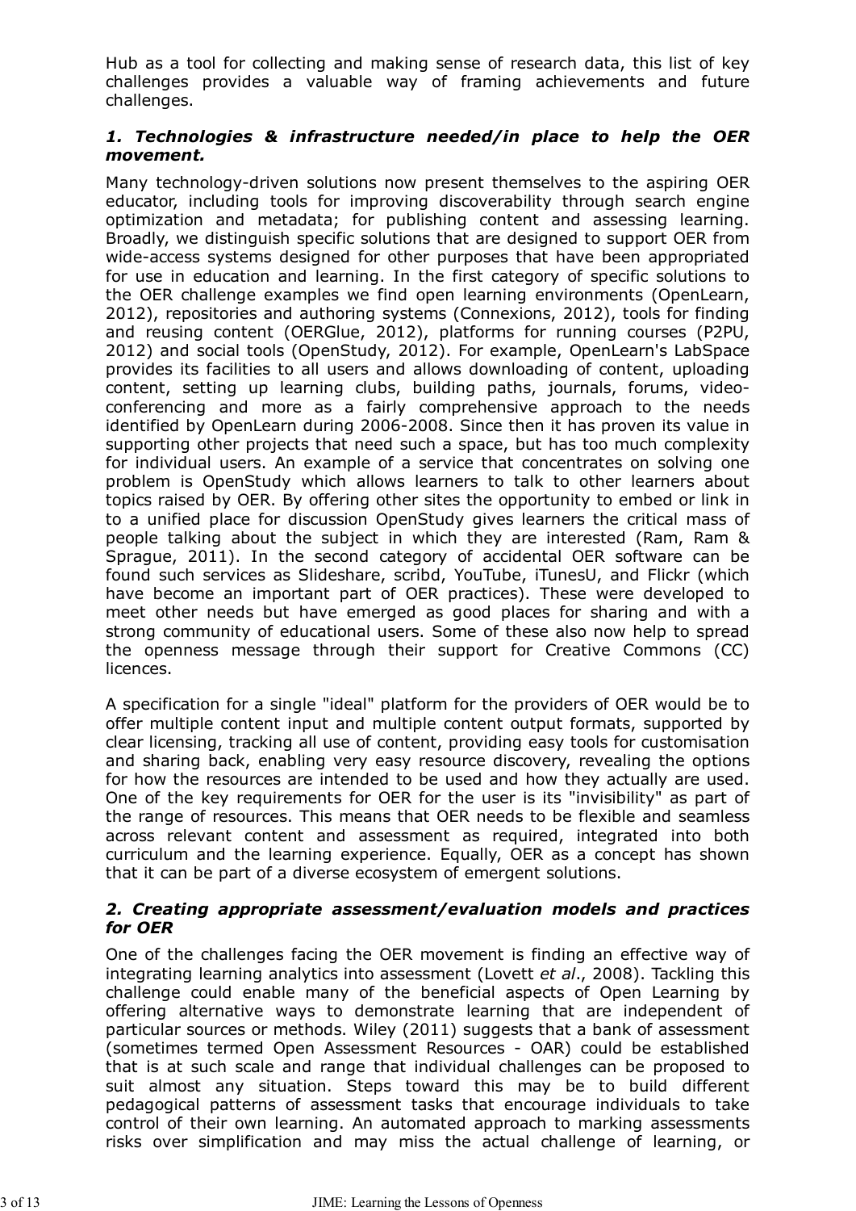Hub as a tool for collecting and making sense of research data, this list of key challenges provides a valuable way of framing achievements and future challenges.

### *1. Technologies & infrastructure needed/in place to help the OER movement.*

Many technology-driven solutions now present themselves to the aspiring OER educator, including tools for improving discoverability through search engine optimization and metadata; for publishing content and assessing learning. Broadly, we distinguish specific solutions that are designed to support OER from wide-access systems designed for other purposes that have been appropriated for use in education and learning. In the first category of specific solutions to the OER challenge examples we find open learning environments (OpenLearn, 2012), repositories and authoring systems (Connexions, 2012), tools for finding and reusing content (OERGlue, 2012), platforms for running courses (P2PU, 2012) and social tools (OpenStudy, 2012). For example, OpenLearn's LabSpace provides its facilities to all users and allows downloading of content, uploading content, setting up learning clubs, building paths, journals, forums, video-conferencing and more as a fairly comprehensive approach to the needs identified by OpenLearn during 2006-2008. Since then it has proven its value in supporting other projects that need such a space, but has too much complexity for individual users. An example of a service that concentrates on solving one problem is OpenStudy which allows learners to talk to other learners about topics raised by OER. By offering other sites the opportunity to embed or link in to a unified place for discussion OpenStudy gives learners the critical mass of people talking about the subject in which they are interested (Ram, Ram & Sprague, 2011). In the second category of accidental OER software can be found such services as Slideshare, scribd, YouTube, iTunesU, and Flickr (which have become an important part of OER practices). These were developed to meet other needs but have emerged as good places for sharing and with a strong community of educational users. Some of these also now help to spread the openness message through their support for Creative Commons (CC) licences.

A specification for a single "ideal" platform for the providers of OER would be to offer multiple content input and multiple content output formats, supported by clear licensing, tracking all use of content, providing easy tools for customisation and sharing back, enabling very easy resource discovery, revealing the options for how the resources are intended to be used and how they actually are used. One of the key requirements for OER for the user is its "invisibility" as part of the range of resources. This means that OER needs to be flexible and seamless across relevant content and assessment as required, integrated into both curriculum and the learning experience. Equally, OER as a concept has shown that it can be part of a diverse ecosystem of emergent solutions.

### *2. Creating appropriate assessment/evaluation models and practices for OER*

One of the challenges facing the OER movement is finding an effective way of integrating learning analytics into assessment (Lovett *et al*., 2008). Tackling this challenge could enable many of the beneficial aspects of Open Learning by offering alternative ways to demonstrate learning that are independent of particular sources or methods. Wiley (2011) suggests that a bank of assessment (sometimes termed Open Assessment Resources - OAR) could be established that is at such scale and range that individual challenges can be proposed to suit almost any situation. Steps toward this may be to build different pedagogical patterns of assessment tasks that encourage individuals to take control of their own learning. An automated approach to marking assessments risks over simplification and may miss the actual challenge of learning, or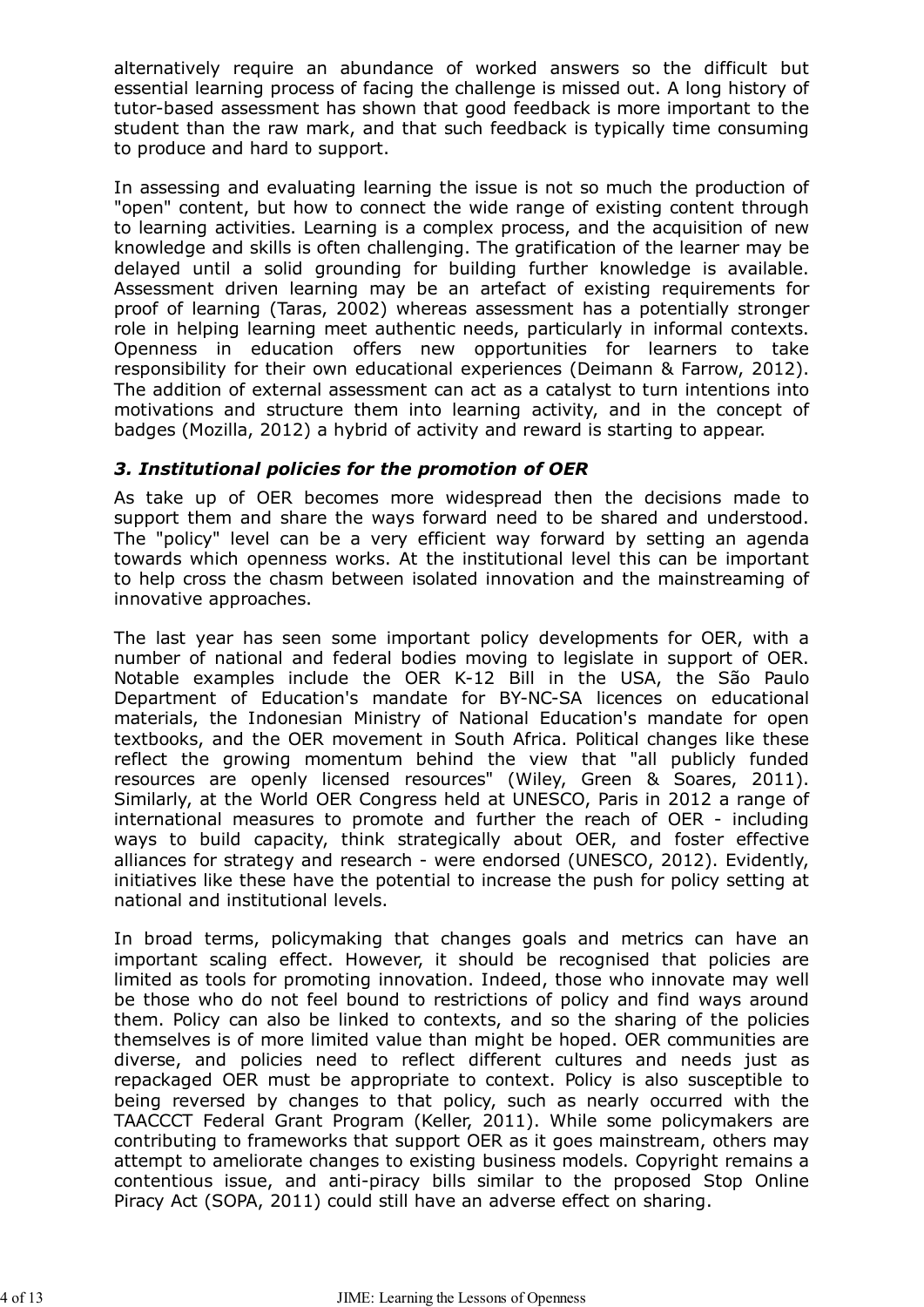alternatively require an abundance of worked answers so the difficult but essential learning process of facing the challenge is missed out. A long history of tutor-based assessment has shown that good feedback is more important to the student than the raw mark, and that such feedback is typically time consuming to produce and hard to support.

In assessing and evaluating learning the issue is not so much the production of "open" content, but how to connect the wide range of existing content through to learning activities. Learning is a complex process, and the acquisition of new knowledge and skills is often challenging. The gratification of the learner may be delayed until a solid grounding for building further knowledge is available. Assessment driven learning may be an artefact of existing requirements for proof of learning (Taras, 2002) whereas assessment has a potentially stronger role in helping learning meet authentic needs, particularly in informal contexts. Openness in education offers new opportunities for learners to take responsibility for their own educational experiences (Deimann & Farrow, 2012). The addition of external assessment can act as a catalyst to turn intentions into motivations and structure them into learning activity, and in the concept of badges (Mozilla, 2012) a hybrid of activity and reward is starting to appear.

### *3. Institutional policies for the promotion of OER*

As take up of OER becomes more widespread then the decisions made to support them and share the ways forward need to be shared and understood. The "policy" level can be a very efficient way forward by setting an agenda towards which openness works. At the institutional level this can be important to help cross the chasm between isolated innovation and the mainstreaming of innovative approaches.

The last year has seen some important policy developments for OER, with a number of national and federal bodies moving to legislate in support of OER. Notable examples include the OER K-12 Bill in the USA, the São Paulo Department of Education's mandate for BY-NC-SA licences on educational materials, the Indonesian Ministry of National Education's mandate for open textbooks, and the OER movement in South Africa. Political changes like these reflect the growing momentum behind the view that "all publicly funded resources are openly licensed resources" (Wiley, Green & Soares, 2011). Similarly, at the World OER Congress held at UNESCO, Paris in 2012 a range of international measures to promote and further the reach of OER - including ways to build capacity, think strategically about OER, and foster effective alliances for strategy and research - were endorsed (UNESCO, 2012). Evidently, initiatives like these have the potential to increase the push for policy setting at national and institutional levels.

In broad terms, policymaking that changes goals and metrics can have an important scaling effect. However, it should be recognised that policies are limited as tools for promoting innovation. Indeed, those who innovate may well be those who do not feel bound to restrictions of policy and find ways around them. Policy can also be linked to contexts, and so the sharing of the policies themselves is of more limited value than might be hoped. OER communities are diverse, and policies need to reflect different cultures and needs just as repackaged OER must be appropriate to context. Policy is also susceptible to being reversed by changes to that policy, such as nearly occurred with the TAACCCT Federal Grant Program (Keller, 2011). While some policymakers are contributing to frameworks that support OER as it goes mainstream, others may attempt to ameliorate changes to existing business models. Copyright remains a contentious issue, and anti-piracy bills similar to the proposed Stop Online Piracy Act (SOPA, 2011) could still have an adverse effect on sharing.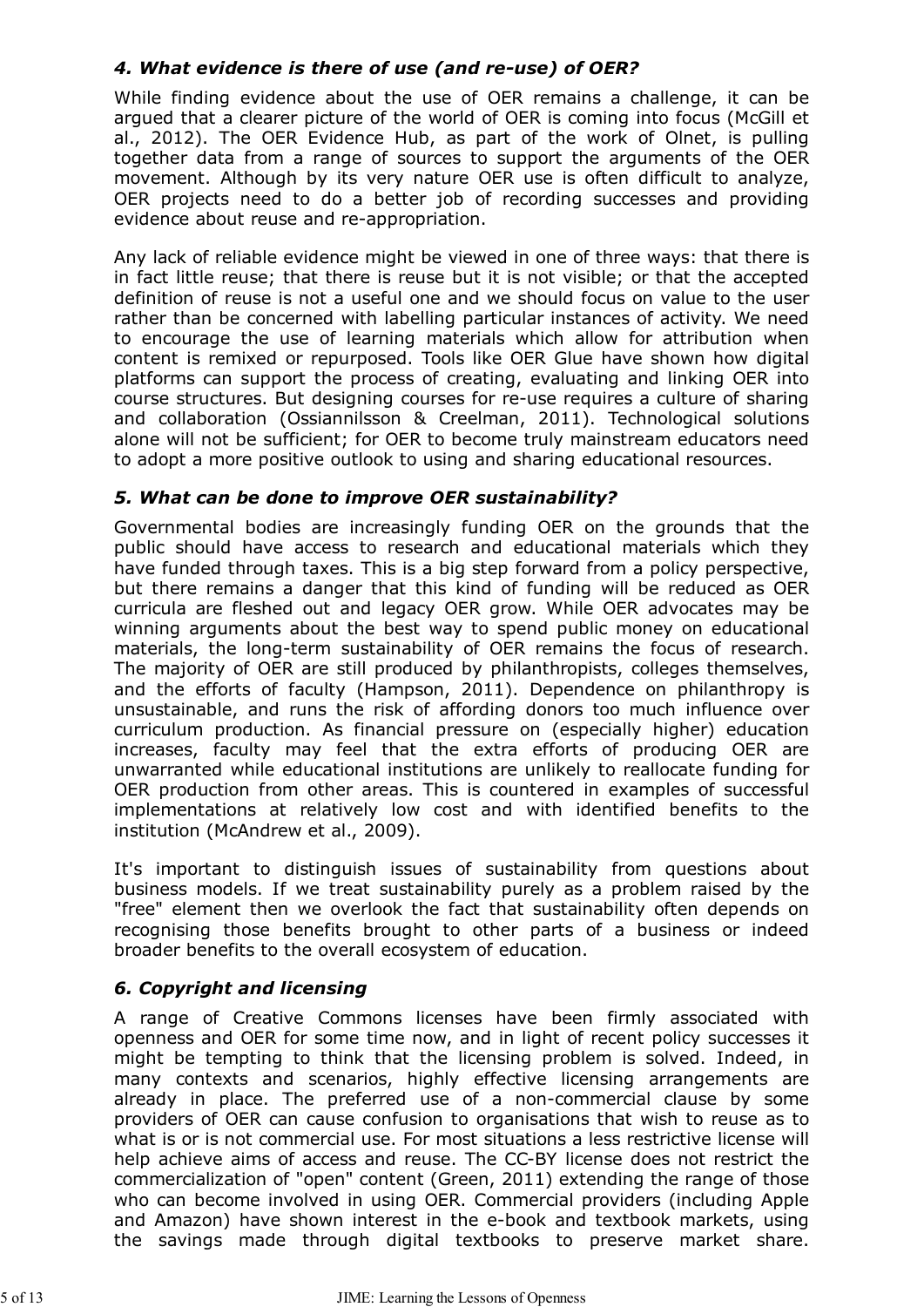### *4. What evidence is there of use (and re-use) of OER?*

While finding evidence about the use of OER remains a challenge, it can be argued that a clearer picture of the world of OER is coming into focus (McGill et al., 2012). The OER Evidence Hub, as part of the work of Olnet, is pulling together data from a range of sources to support the arguments of the OER movement. Although by its very nature OER use is often difficult to analyze, OER projects need to do a better job of recording successes and providing evidence about reuse and re-appropriation.

Any lack of reliable evidence might be viewed in one of three ways: that there is in fact little reuse; that there is reuse but it is not visible; or that the accepted definition of reuse is not a useful one and we should focus on value to the user rather than be concerned with labelling particular instances of activity. We need to encourage the use of learning materials which allow for attribution when content is remixed or repurposed. Tools like OER Glue have shown how digital platforms can support the process of creating, evaluating and linking OER into course structures. But designing courses for re-use requires a culture of sharing and collaboration (Ossiannilsson & Creelman, 2011). Technological solutions alone will not be sufficient; for OER to become truly mainstream educators need to adopt a more positive outlook to using and sharing educational resources.

### *5. What can be done to improve OER sustainability?*

Governmental bodies are increasingly funding OER on the grounds that the public should have access to research and educational materials which they have funded through taxes. This is a big step forward from a policy perspective, but there remains a danger that this kind of funding will be reduced as OER curricula are fleshed out and legacy OER grow. While OER advocates may be winning arguments about the best way to spend public money on educational materials, the long-term sustainability of OER remains the focus of research. The majority of OER are still produced by philanthropists, colleges themselves, and the efforts of faculty (Hampson, 2011). Dependence on philanthropy is unsustainable, and runs the risk of affording donors too much influence over curriculum production. As financial pressure on (especially higher) education increases, faculty may feel that the extra efforts of producing OER are unwarranted while educational institutions are unlikely to reallocate funding for OER production from other areas. This is countered in examples of successful implementations at relatively low cost and with identified benefits to the institution (McAndrew et al., 2009).

It's important to distinguish issues of sustainability from questions about business models. If we treat sustainability purely as a problem raised by the "free" element then we overlook the fact that sustainability often depends on recognising those benefits brought to other parts of a business or indeed broader benefits to the overall ecosystem of education.

### *6. Copyright and licensing*

A range of Creative Commons licenses have been firmly associated with openness and OER for some time now, and in light of recent policy successes it might be tempting to think that the licensing problem is solved. Indeed, in many contexts and scenarios, highly effective licensing arrangements are already in place. The preferred use of a non-commercial clause by some providers of OER can cause confusion to organisations that wish to reuse as to what is or is not commercial use. For most situations a less restrictive license will help achieve aims of access and reuse. The CC-BY license does not restrict the commercialization of "open" content (Green, 2011) extending the range of those who can become involved in using OER. Commercial providers (including Apple and Amazon) have shown interest in the e-book and textbook markets, using the savings made through digital textbooks to preserve market share.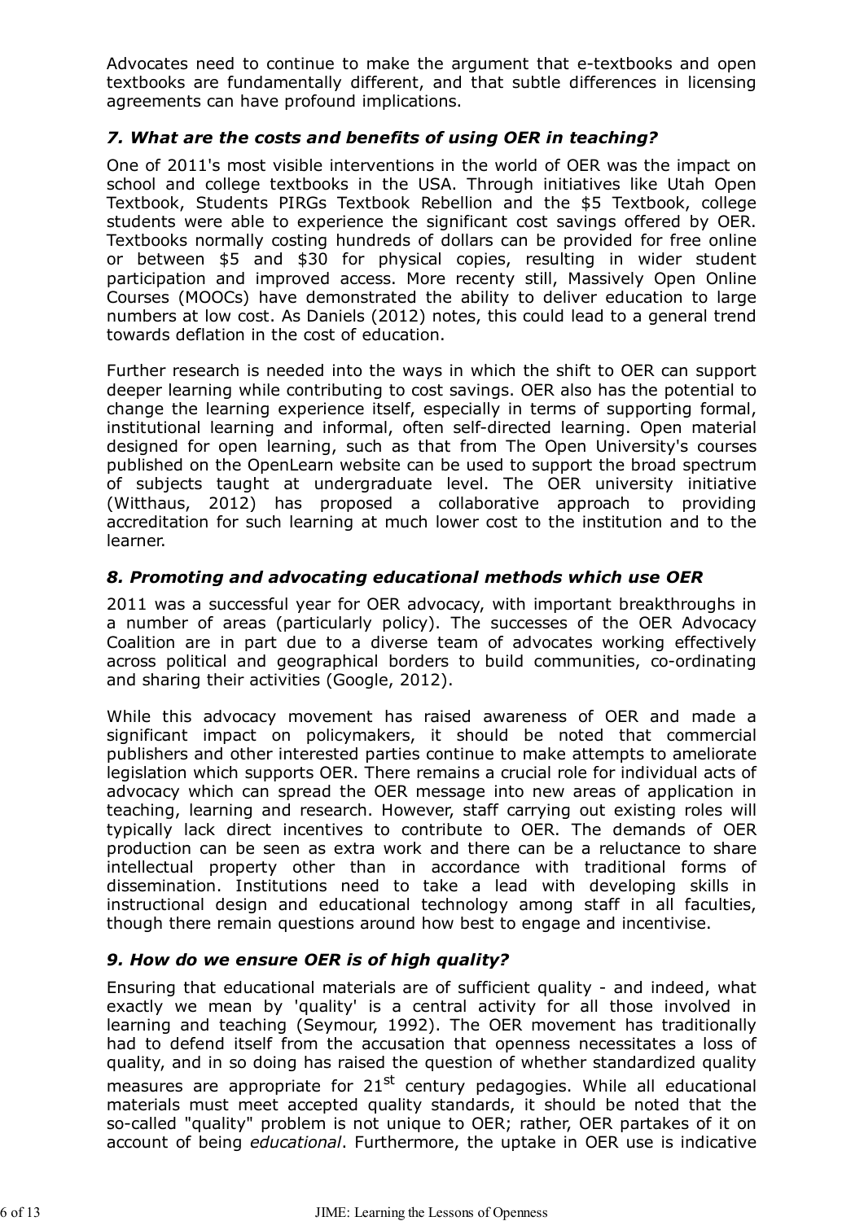Advocates need to continue to make the argument that e-textbooks and open textbooks are fundamentally different, and that subtle differences in licensing agreements can have profound implications.

### *7. What are the costs and benefits of using OER in teaching?*

One of 2011's most visible interventions in the world of OER was the impact on school and college textbooks in the USA. Through initiatives like Utah Open Textbook, Students PIRGs Textbook Rebellion and the $5 Textbook, college students were able to experience the significant cost savings offered by OER. Textbooks normally costing hundreds of dollars can be provided for free online or between $5 and $30 for physical copies, resulting in wider student participation and improved access. More recenty still, Massively Open Online Courses (MOOCs) have demonstrated the ability to deliver education to large numbers at low cost. As Daniels (2012) notes, this could lead to a general trend towards deflation in the cost of education.

Further research is needed into the ways in which the shift to OER can support deeper learning while contributing to cost savings. OER also has the potential to change the learning experience itself, especially in terms of supporting formal, institutional learning and informal, often self-directed learning. Open material designed for open learning, such as that from The Open University's courses published on the OpenLearn website can be used to support the broad spectrum of subjects taught at undergraduate level. The OER university initiative (Witthaus, 2012) has proposed a collaborative approach to providing accreditation for such learning at much lower cost to the institution and to the learner.

### *8. Promoting and advocating educational methods which use OER*

2011 was a successful year for OER advocacy, with important breakthroughs in a number of areas (particularly policy). The successes of the OER Advocacy Coalition are in part due to a diverse team of advocates working effectively across political and geographical borders to build communities, co-ordinating and sharing their activities (Google, 2012).

While this advocacy movement has raised awareness of OER and made a significant impact on policymakers, it should be noted that commercial publishers and other interested parties continue to make attempts to ameliorate legislation which supports OER. There remains a crucial role for individual acts of advocacy which can spread the OER message into new areas of application in teaching, learning and research. However, staff carrying out existing roles will typically lack direct incentives to contribute to OER. The demands of OER production can be seen as extra work and there can be a reluctance to share intellectual property other than in accordance with traditional forms of dissemination. Institutions need to take a lead with developing skills in instructional design and educational technology among staff in all faculties, though there remain questions around how best to engage and incentivise.

### *9. How do we ensure OER is of high quality?*

Ensuring that educational materials are of sufficient quality - and indeed, what exactly we mean by 'quality' is a central activity for all those involved in learning and teaching (Seymour, 1992). The OER movement has traditionally had to defend itself from the accusation that openness necessitates a loss of quality, and in so doing has raised the question of whether standardized quality measures are appropriate for 21st century pedagogies. While all educational materials must meet accepted quality standards, it should be noted that the so-called "quality" problem is not unique to OER; rather, OER partakes of it on account of being *educational*. Furthermore, the uptake in OER use is indicative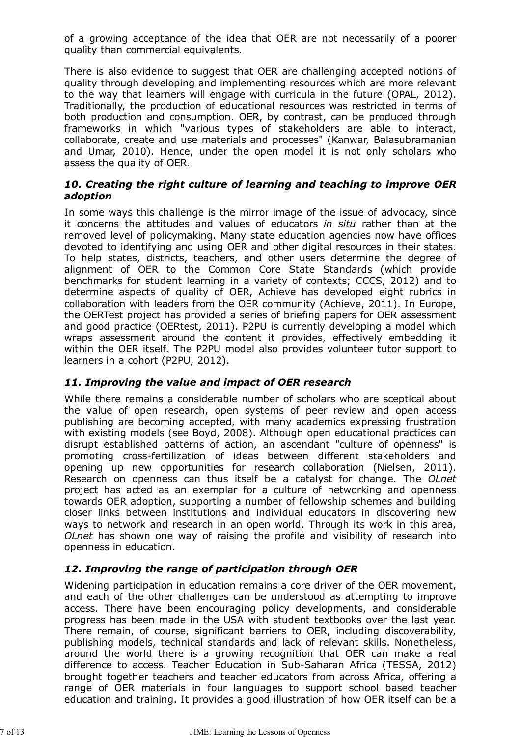of a growing acceptance of the idea that OER are not necessarily of a poorer quality than commercial equivalents.

There is also evidence to suggest that OER are challenging accepted notions of quality through developing and implementing resources which are more relevant to the way that learners will engage with curricula in the future (OPAL, 2012). Traditionally, the production of educational resources was restricted in terms of both production and consumption. OER, by contrast, can be produced through frameworks in which "various types of stakeholders are able to interact, collaborate, create and use materials and processes" (Kanwar, Balasubramanian and Umar, 2010). Hence, under the open model it is not only scholars who assess the quality of OER.

### *10. Creating the right culture of learning and teaching to improve OER adoption*

In some ways this challenge is the mirror image of the issue of advocacy, since it concerns the attitudes and values of educators *in situ* rather than at the removed level of policymaking. Many state education agencies now have offices devoted to identifying and using OER and other digital resources in their states. To help states, districts, teachers, and other users determine the degree of alignment of OER to the Common Core State Standards (which provide benchmarks for student learning in a variety of contexts; CCCS, 2012) and to determine aspects of quality of OER, Achieve has developed eight rubrics in collaboration with leaders from the OER community (Achieve, 2011). In Europe, the OERTest project has provided a series of briefing papers for OER assessment and good practice (OERtest, 2011). P2PU is currently developing a model which wraps assessment around the content it provides, effectively embedding it within the OER itself. The P2PU model also provides volunteer tutor support to learners in a cohort (P2PU, 2012).

### *11. Improving the value and impact of OER research*

While there remains a considerable number of scholars who are sceptical about the value of open research, open systems of peer review and open access publishing are becoming accepted, with many academics expressing frustration with existing models (see Boyd, 2008). Although open educational practices can disrupt established patterns of action, an ascendant "culture of openness" is promoting cross-fertilization of ideas between different stakeholders and opening up new opportunities for research collaboration (Nielsen, 2011). Research on openness can thus itself be a catalyst for change. The *OLnet* project has acted as an exemplar for a culture of networking and openness towards OER adoption, supporting a number of fellowship schemes and building closer links between institutions and individual educators in discovering new ways to network and research in an open world. Through its work in this area, *OLnet* has shown one way of raising the profile and visibility of research into openness in education.

### *12. Improving the range of participation through OER*

Widening participation in education remains a core driver of the OER movement, and each of the other challenges can be understood as attempting to improve access. There have been encouraging policy developments, and considerable progress has been made in the USA with student textbooks over the last year. There remain, of course, significant barriers to OER, including discoverability, publishing models, technical standards and lack of relevant skills. Nonetheless, around the world there is a growing recognition that OER can make a real difference to access. Teacher Education in Sub-Saharan Africa (TESSA, 2012) brought together teachers and teacher educators from across Africa, offering a range of OER materials in four languages to support school based teacher education and training. It provides a good illustration of how OER itself can be a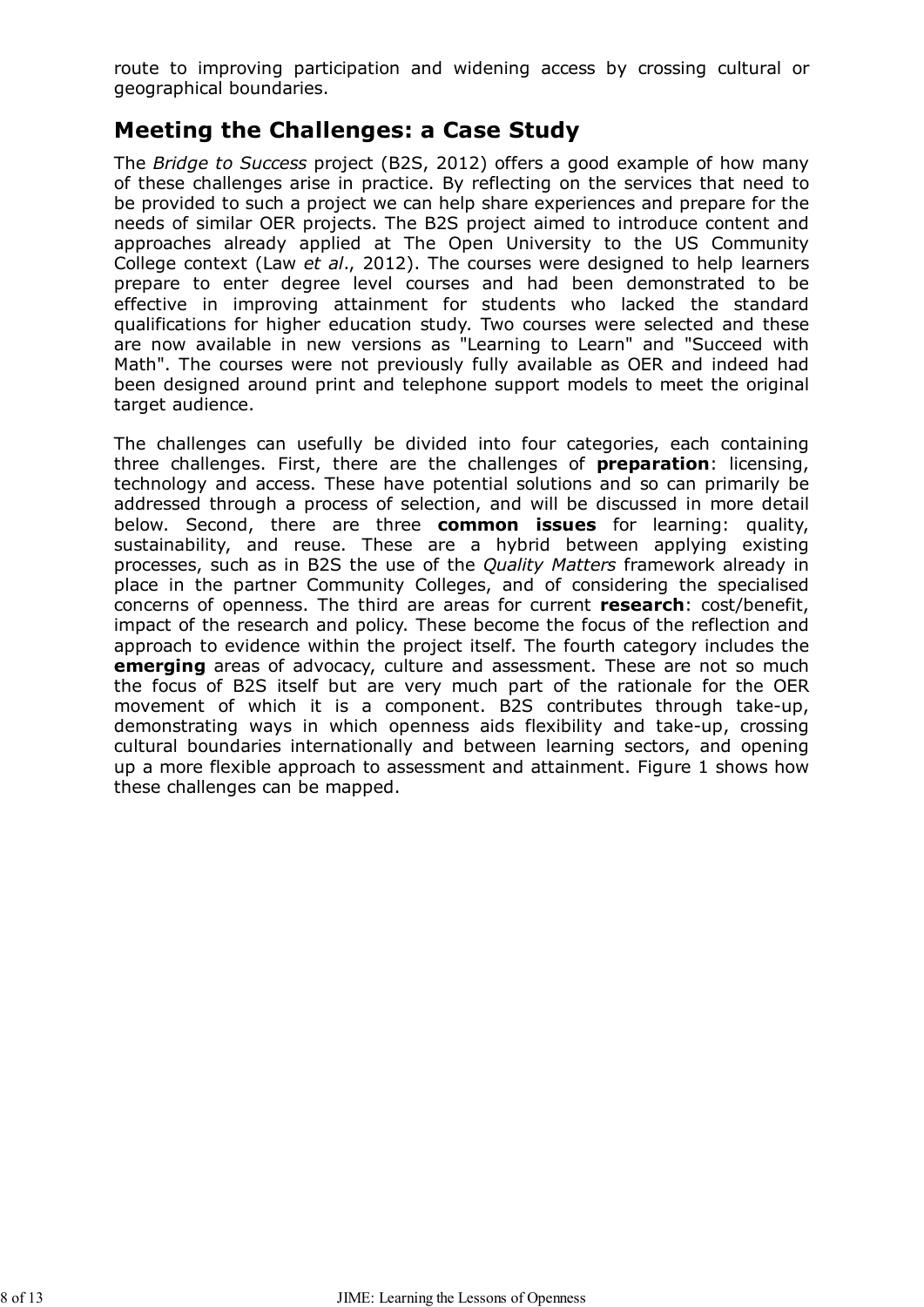route to improving participation and widening access by crossing cultural or geographical boundaries.

## Meeting the Challenges: a Case Study

The *Bridge to Success* project (B2S, 2012) offers a good example of how many of these challenges arise in practice. By reflecting on the services that need to be provided to such a project we can help share experiences and prepare for the needs of similar OER projects. The B2S project aimed to introduce content and approaches already applied at The Open University to the US Community College context (Law *et al*., 2012). The courses were designed to help learners prepare to enter degree level courses and had been demonstrated to be effective in improving attainment for students who lacked the standard qualifications for higher education study. Two courses were selected and these are now available in new versions as "Learning to Learn" and "Succeed with Math". The courses were not previously fully available as OER and indeed had been designed around print and telephone support models to meet the original target audience.

The challenges can usefully be divided into four categories, each containing three challenges. First, there are the challenges of **preparation**: licensing, technology and access. These have potential solutions and so can primarily be addressed through a process of selection, and will be discussed in more detail below. Second, there are three **common issues** for learning: quality, sustainability, and reuse. These are a hybrid between applying existing processes, such as in B2S the use of the *Quality Matters* framework already in place in the partner Community Colleges, and of considering the specialised concerns of openness. The third are areas for current **research**: cost/benefit, impact of the research and policy. These become the focus of the reflection and approach to evidence within the project itself. The fourth category includes the **emerging** areas of advocacy, culture and assessment. These are not so much the focus of B2S itself but are very much part of the rationale for the OER movement of which it is a component. B2S contributes through take-up, demonstrating ways in which openness aids flexibility and take-up, crossing cultural boundaries internationally and between learning sectors, and opening up a more flexible approach to assessment and attainment. Figure 1 shows how these challenges can be mapped.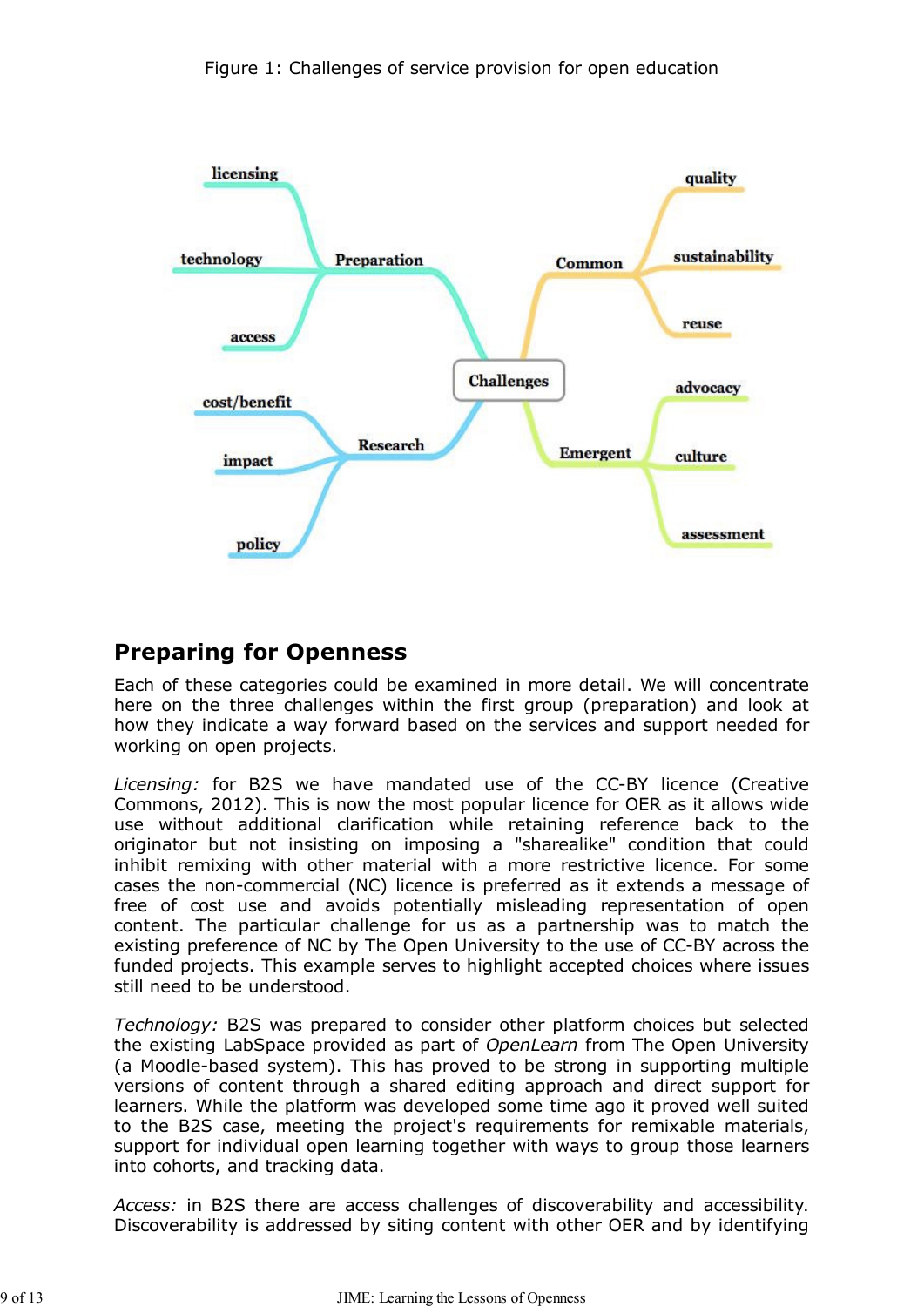Figure 1: Challenges of service provision for open education

## Preparing for Openness

Each of these categories could be examined in more detail. We will concentrate here on the three challenges within the first group (preparation) and look at how they indicate a way forward based on the services and support needed for working on open projects.

*Licensing:* for B2S we have mandated use of the CC-BY licence (Creative Commons, 2012). This is now the most popular licence for OER as it allows wide use without additional clarification while retaining reference back to the originator but not insisting on imposing a "sharealike" condition that could inhibit remixing with other material with a more restrictive licence. For some cases the non-commercial (NC) licence is preferred as it extends a message of free of cost use and avoids potentially misleading representation of open content. The particular challenge for us as a partnership was to match the existing preference of NC by The Open University to the use of CC-BY across the funded projects. This example serves to highlight accepted choices where issues still need to be understood.

*Technology:* B2S was prepared to consider other platform choices but selected the existing LabSpace provided as part of *OpenLearn* from The Open University (a Moodle-based system). This has proved to be strong in supporting multiple versions of content through a shared editing approach and direct support for learners. While the platform was developed some time ago it proved well suited to the B2S case, meeting the project's requirements for remixable materials, support for individual open learning together with ways to group those learners into cohorts, and tracking data.

*Access:* in B2S there are access challenges of discoverability and accessibility. Discoverability is addressed by siting content with other OER and by identifying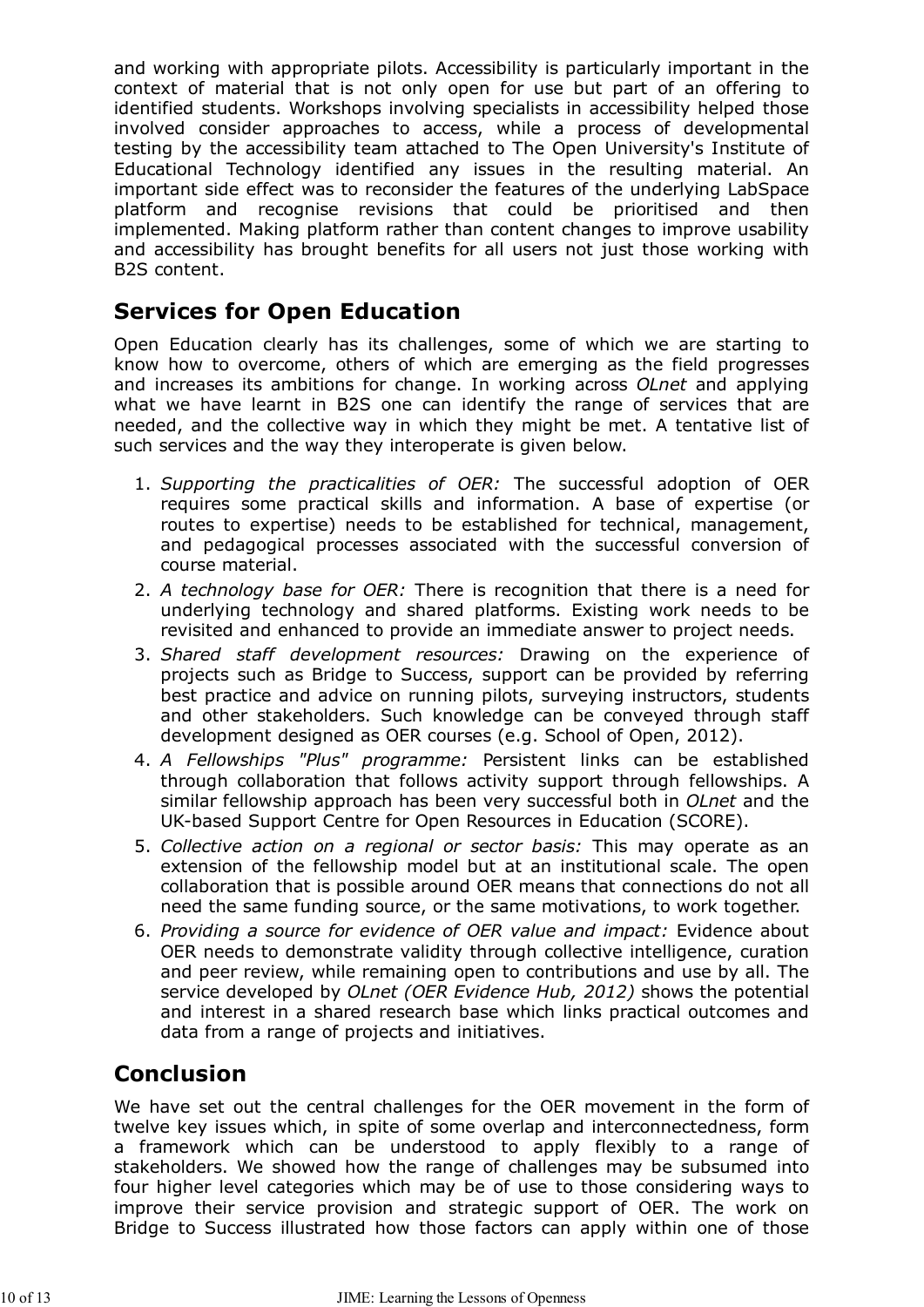and working with appropriate pilots. Accessibility is particularly important in the context of material that is not only open for use but part of an offering to identified students. Workshops involving specialists in accessibility helped those involved consider approaches to access, while a process of developmental testing by the accessibility team attached to The Open University's Institute of Educational Technology identified any issues in the resulting material. An important side effect was to reconsider the features of the underlying LabSpace platform and recognise revisions that could be prioritised and then implemented. Making platform rather than content changes to improve usability and accessibility has brought benefits for all users not just those working with B2S content.

## Services for Open Education

Open Education clearly has its challenges, some of which we are starting to know how to overcome, others of which are emerging as the field progresses and increases its ambitions for change. In working across *OLnet* and applying what we have learnt in B2S one can identify the range of services that are needed, and the collective way in which they might be met. A tentative list of such services and the way they interoperate is given below.

1. *Supporting the practicalities of OER:* The successful adoption of OER requires some practical skills and information. A base of expertise (or routes to expertise) needs to be established for technical, management, and pedagogical processes associated with the successful conversion of course material.
2. *A technology base for OER:* There is recognition that there is a need for underlying technology and shared platforms. Existing work needs to be revisited and enhanced to provide an immediate answer to project needs.
3. *Shared staff development resources:* Drawing on the experience of projects such as Bridge to Success, support can be provided by referring best practice and advice on running pilots, surveying instructors, students and other stakeholders. Such knowledge can be conveyed through staff development designed as OER courses (e.g. School of Open, 2012).
4. *A Fellowships "Plus" programme:* Persistent links can be established through collaboration that follows activity support through fellowships. A similar fellowship approach has been very successful both in *OLnet* and the UK-based Support Centre for Open Resources in Education (SCORE).
5. *Collective action on a regional or sector basis:* This may operate as an extension of the fellowship model but at an institutional scale. The open collaboration that is possible around OER means that connections do not all need the same funding source, or the same motivations, to work together.
6. *Providing a source for evidence of OER value and impact:* Evidence about OER needs to demonstrate validity through collective intelligence, curation and peer review, while remaining open to contributions and use by all. The service developed by *OLnet (OER Evidence Hub, 2012)* shows the potential and interest in a shared research base which links practical outcomes and data from a range of projects and initiatives.

## Conclusion

We have set out the central challenges for the OER movement in the form of twelve key issues which, in spite of some overlap and interconnectedness, form a framework which can be understood to apply flexibly to a range of stakeholders. We showed how the range of challenges may be subsumed into four higher level categories which may be of use to those considering ways to improve their service provision and strategic support of OER. The work on Bridge to Success illustrated how those factors can apply within one of those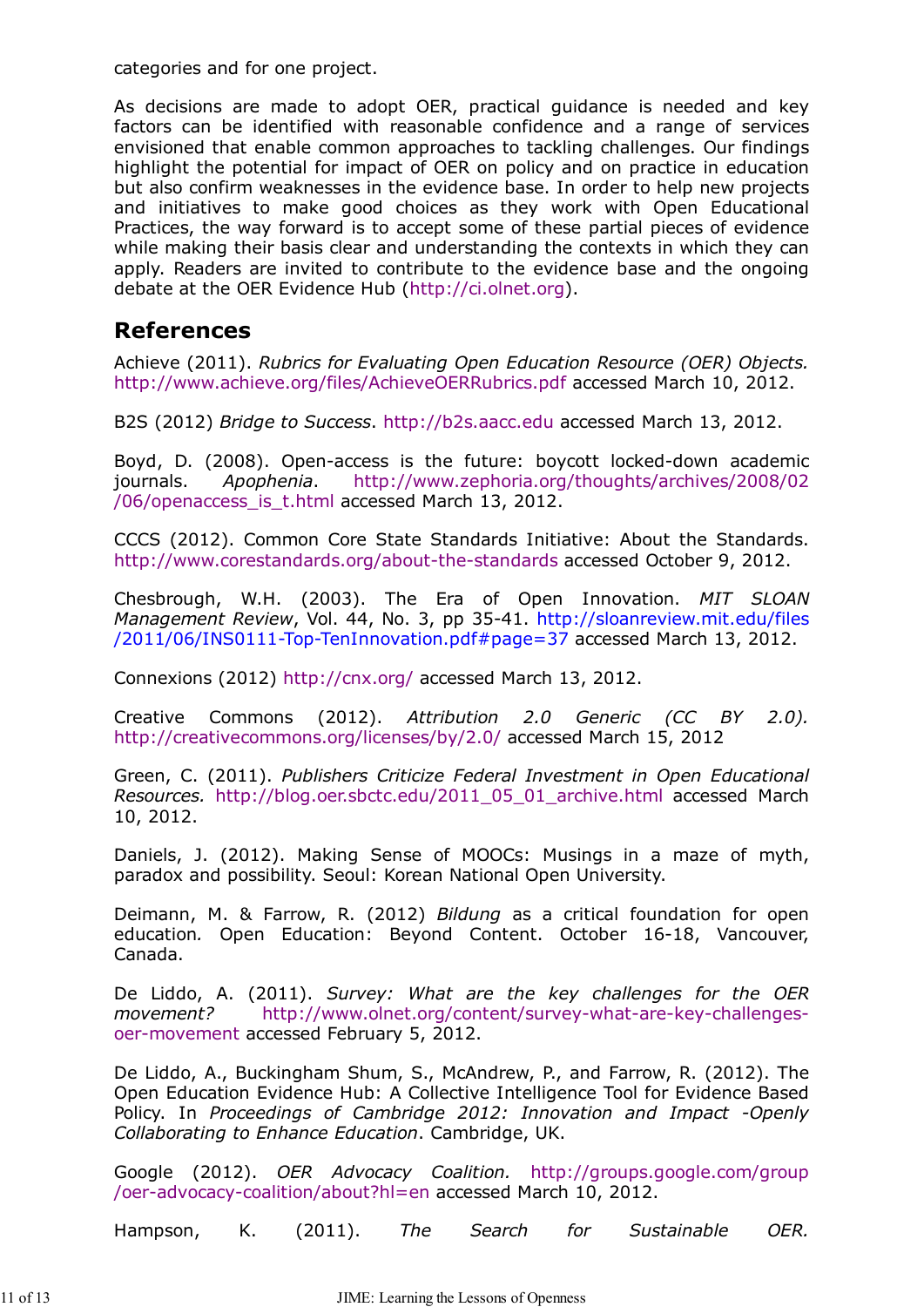categories and for one project.

As decisions are made to adopt OER, practical guidance is needed and key factors can be identified with reasonable confidence and a range of services envisioned that enable common approaches to tackling challenges. Our findings highlight the potential for impact of OER on policy and on practice in education but also confirm weaknesses in the evidence base. In order to help new projects and initiatives to make good choices as they work with Open Educational Practices, the way forward is to accept some of these partial pieces of evidence while making their basis clear and understanding the contexts in which they can apply. Readers are invited to contribute to the evidence base and the ongoing debate at the OER Evidence Hub (http://ci.olnet.org).

## References

Achieve (2011). *Rubrics for Evaluating Open Education Resource (OER) Objects.* http://www.achieve.org/files/AchieveOERRubrics.pdf accessed March 10, 2012.

B2S (2012) *Bridge to Success*. http://b2s.aacc.edu accessed March 13, 2012.

Boyd, D. (2008). Open-access is the future: boycott locked-down academic journals. *Apophenia*. http://www.zephoria.org/thoughts/archives/2008/02/06/openaccess_is_t.html accessed March 13, 2012.

CCCS (2012). Common Core State Standards Initiative: About the Standards. http://www.corestandards.org/about-the-standards accessed October 9, 2012.

Chesbrough, W.H. (2003). The Era of Open Innovation. *MIT SLOAN Management Review*, Vol. 44, No. 3, pp 35-41. http://sloanreview.mit.edu/files/2011/06/INS0111-Top-TenInnovation.pdf#page=37 accessed March 13, 2012.

Connexions (2012) http://cnx.org/ accessed March 13, 2012.

Creative Commons (2012). *Attribution 2.0 Generic (CC BY 2.0).* http://creativecommons.org/licenses/by/2.0/ accessed March 15, 2012

Green, C. (2011). *Publishers Criticize Federal Investment in Open Educational Resources.* http://blog.oer.sbctc.edu/2011_05_01_archive.html accessed March 10, 2012.

Daniels, J. (2012). Making Sense of MOOCs: Musings in a maze of myth, paradox and possibility. Seoul: Korean National Open University.

Deimann, M. & Farrow, R. (2012) *Bildung* as a critical foundation for open education*.* Open Education: Beyond Content. October 16-18, Vancouver, Canada.

De Liddo, A. (2011). *Survey: What are the key challenges for the OER movement?* http://www.olnet.org/content/survey-what-are-key-challenges-oer-movement accessed February 5, 2012.

De Liddo, A., Buckingham Shum, S., McAndrew, P., and Farrow, R. (2012). The Open Education Evidence Hub: A Collective Intelligence Tool for Evidence Based Policy. In *Proceedings of Cambridge 2012: Innovation and Impact -Openly Collaborating to Enhance Education*. Cambridge, UK.

Google (2012). *OER Advocacy Coalition.* http://groups.google.com/group/oer-advocacy-coalition/about?hl=en accessed March 10, 2012.

Hampson, K. (2011). *The Search for Sustainable OER.*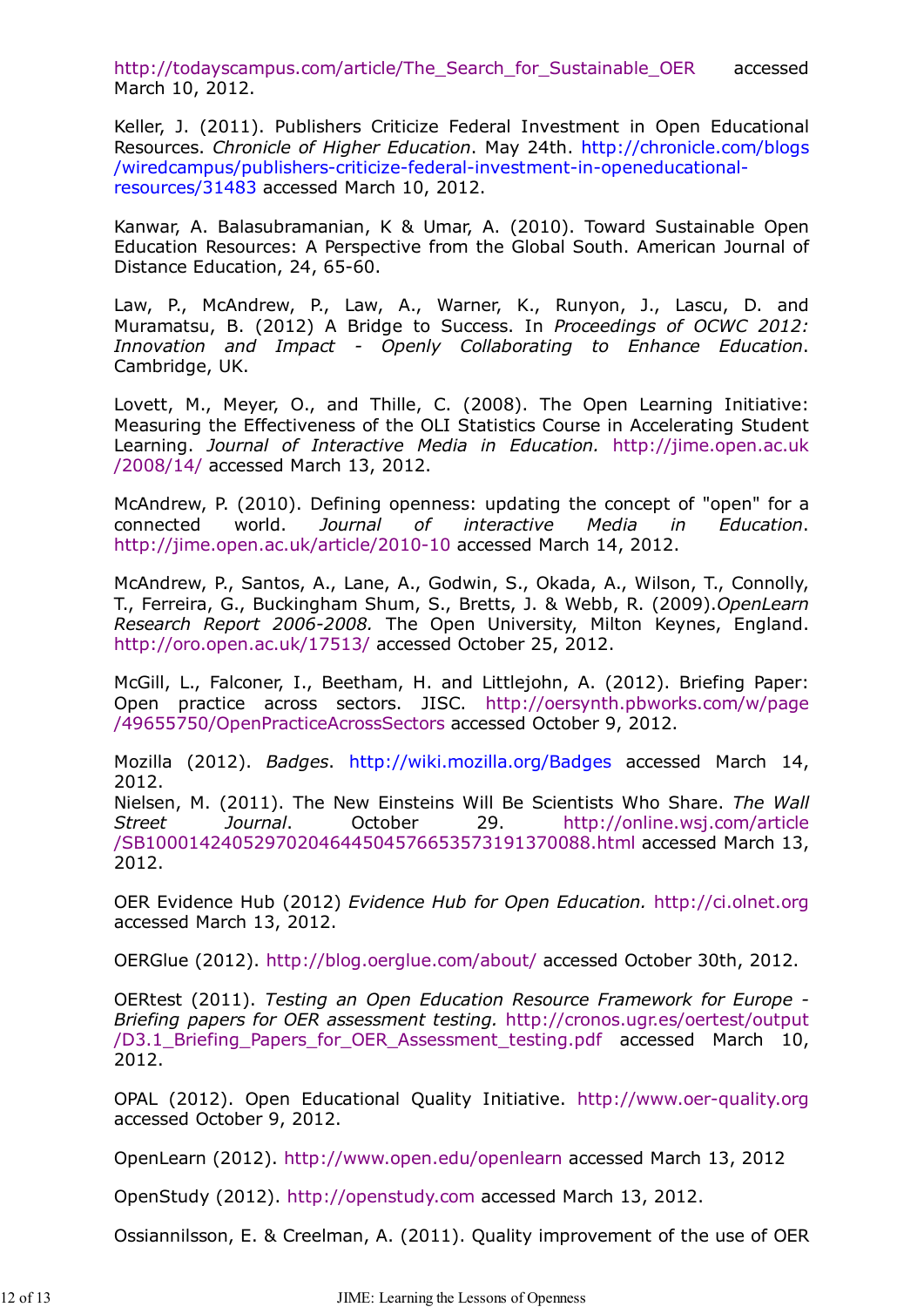http://todayscampus.com/article/The_Search_for_Sustainable_OER accessed March 10, 2012.

Keller, J. (2011). Publishers Criticize Federal Investment in Open Educational Resources. *Chronicle of Higher Education*. May 24th. http://chronicle.com/blogs/wiredcampus/publishers-criticize-federal-investment-in-openeducational-resources/31483 accessed March 10, 2012.

Kanwar, A. Balasubramanian, K & Umar, A. (2010). Toward Sustainable Open Education Resources: A Perspective from the Global South. American Journal of Distance Education, 24, 65-60.

Law, P., McAndrew, P., Law, A., Warner, K., Runyon, J., Lascu, D. and Muramatsu, B. (2012) A Bridge to Success. In *Proceedings of OCWC 2012: Innovation and Impact - Openly Collaborating to Enhance Education*. Cambridge, UK.

Lovett, M., Meyer, O., and Thille, C. (2008). The Open Learning Initiative: Measuring the Effectiveness of the OLI Statistics Course in Accelerating Student Learning. *Journal of Interactive Media in Education.* http://jime.open.ac.uk/2008/14/ accessed March 13, 2012.

McAndrew, P. (2010). Defining openness: updating the concept of "open" for a connected world. *Journal of interactive Media in Education*. http://jime.open.ac.uk/article/2010-10 accessed March 14, 2012.

McAndrew, P., Santos, A., Lane, A., Godwin, S., Okada, A., Wilson, T., Connolly, T., Ferreira, G., Buckingham Shum, S., Bretts, J. & Webb, R. (2009).*OpenLearn Research Report 2006-2008.* The Open University, Milton Keynes, England. http://oro.open.ac.uk/17513/ accessed October 25, 2012.

McGill, L., Falconer, I., Beetham, H. and Littlejohn, A. (2012). Briefing Paper: Open practice across sectors. JISC. http://oersynth.pbworks.com/w/page/49655750/OpenPracticeAcrossSectors accessed October 9, 2012.

Mozilla (2012). *Badges*. http://wiki.mozilla.org/Badges accessed March 14, 2012.

Nielsen, M. (2011). The New Einsteins Will Be Scientists Who Share. *The Wall Street Journal*. October 29. http://online.wsj.com/article/SB10001424052970204644504576653573191370088.html accessed March 13, 2012.

OER Evidence Hub (2012) *Evidence Hub for Open Education.* http://ci.olnet.org accessed March 13, 2012.

OERGlue (2012). http://blog.oerglue.com/about/ accessed October 30th, 2012.

OERtest (2011). *Testing an Open Education Resource Framework for Europe - Briefing papers for OER assessment testing.* http://cronos.ugr.es/oertest/output/D3.1_Briefing_Papers_for_OER_Assessment_testing.pdf accessed March 10, 2012.

OPAL (2012). Open Educational Quality Initiative. http://www.oer-quality.org accessed October 9, 2012.

OpenLearn (2012). http://www.open.edu/openlearn accessed March 13, 2012

OpenStudy (2012). http://openstudy.com accessed March 13, 2012.

Ossiannilsson, E. & Creelman, A. (2011). Quality improvement of the use of OER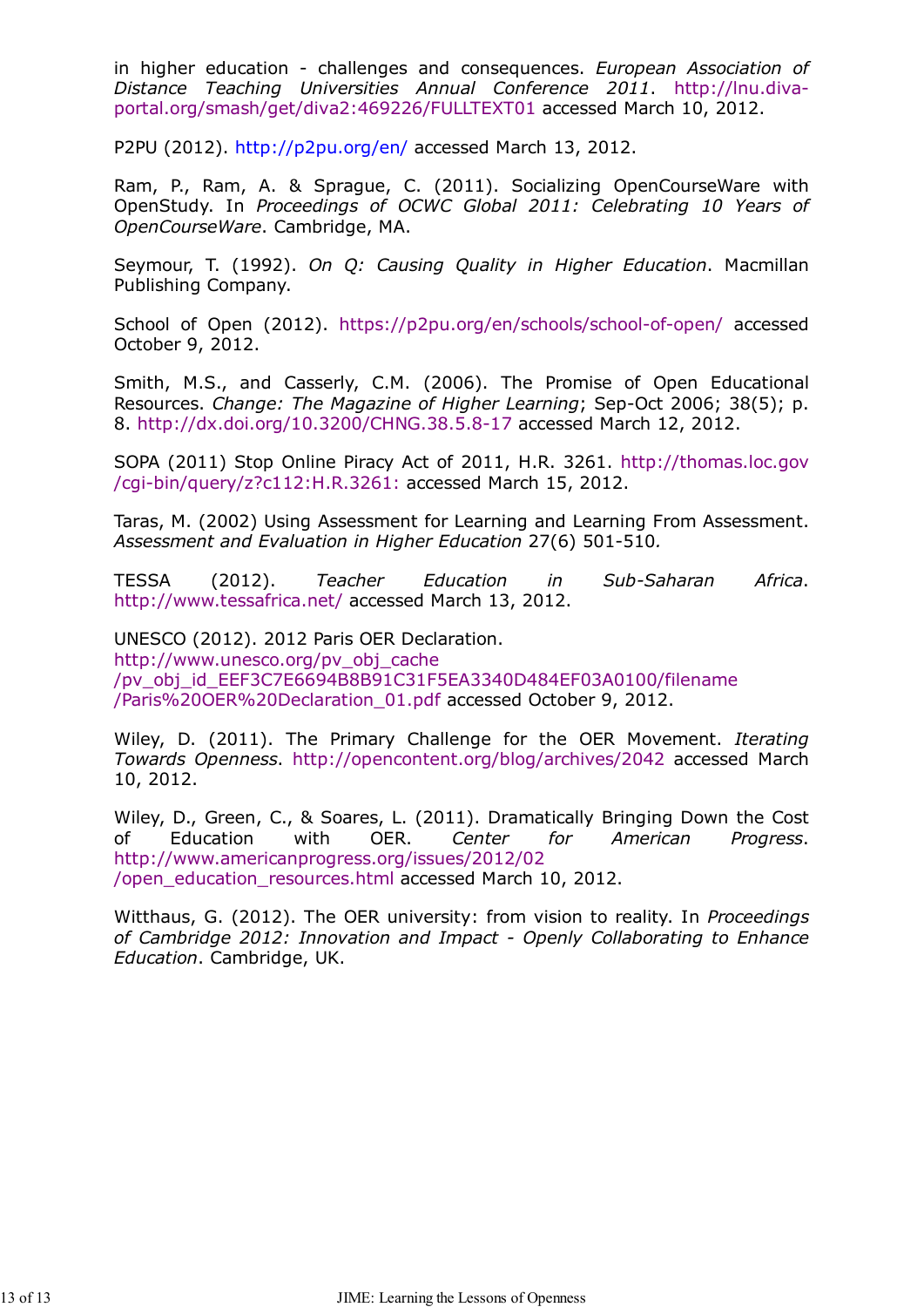in higher education - challenges and consequences. *European Association of Distance Teaching Universities Annual Conference 2011*. http://lnu.diva-portal.org/smash/get/diva2:469226/FULLTEXT01 accessed March 10, 2012.

P2PU (2012). http://p2pu.org/en/ accessed March 13, 2012.

Ram, P., Ram, A. & Sprague, C. (2011). Socializing OpenCourseWare with OpenStudy. In *Proceedings of OCWC Global 2011: Celebrating 10 Years of OpenCourseWare*. Cambridge, MA.

Seymour, T. (1992). *On Q: Causing Quality in Higher Education*. Macmillan Publishing Company.

School of Open (2012). https://p2pu.org/en/schools/school-of-open/ accessed October 9, 2012.

Smith, M.S., and Casserly, C.M. (2006). The Promise of Open Educational Resources. *Change: The Magazine of Higher Learning*; Sep-Oct 2006; 38(5); p. 8. http://dx.doi.org/10.3200/CHNG.38.5.8-17 accessed March 12, 2012.

SOPA (2011) Stop Online Piracy Act of 2011, H.R. 3261. http://thomas.loc.gov/cgi-bin/query/z?c112:H.R.3261: accessed March 15, 2012.

Taras, M. (2002) Using Assessment for Learning and Learning From Assessment. *Assessment and Evaluation in Higher Education* 27(6) 501-510.

TESSA (2012). *Teacher Education in Sub-Saharan Africa*. http://www.tessafrica.net/ accessed March 13, 2012.

UNESCO (2012). 2012 Paris OER Declaration. http://www.unesco.org/pv_obj_cache/pv_obj_id_EEF3C7E6694B8B91C31F5EA3340D484EF03A0100/filename/Paris%20OER%20Declaration_01.pdf accessed October 9, 2012.

Wiley, D. (2011). The Primary Challenge for the OER Movement. *Iterating Towards Openness*. http://opencontent.org/blog/archives/2042 accessed March 10, 2012.

Wiley, D., Green, C., & Soares, L. (2011). Dramatically Bringing Down the Cost of Education with OER. *Center for American Progress*. http://www.americanprogress.org/issues/2012/02/open_education_resources.html accessed March 10, 2012.

Witthaus, G. (2012). The OER university: from vision to reality. In *Proceedings of Cambridge 2012: Innovation and Impact - Openly Collaborating to Enhance Education*. Cambridge, UK.